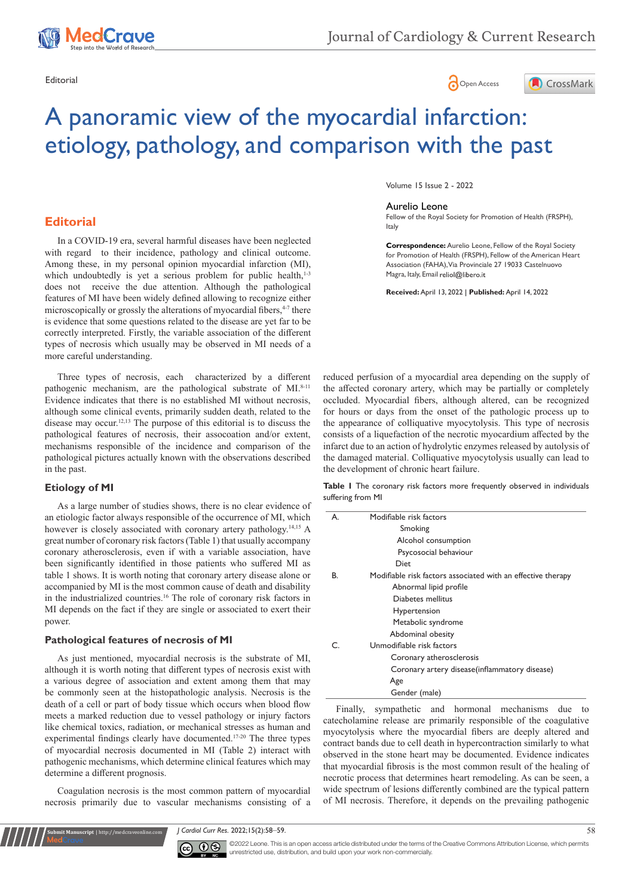Editorial

# A panoramic view of the myocardial infarction: etiology, pathology, and comparison with the past

Volume 15 Issue 2 - 2022

**Aurelio Leone**

Fellow of the Royal Society for Promotion of Health (FRSPH), Italy

**Correspondence:** Aurelio Leone, Fellow of the Royal Society for Promotion of Health (FRSPH), Fellow of the American Heart Association (FAHA), Via Provinciale 27 19033 Castelnuovo Magra, Italy, Email reliol@libero.it

**Received:** April 13, 2022 | **Published:** April 14, 2022

## Editorial

In a COVID-19 era, several harmful diseases have been neglected with regard to their incidence, pathology and clinical outcome. Among these, in my personal opinion myocardial infarction (MI), which undoubtedly is yet a serious problem for public health,[1-3] does not receive the due attention. Although the pathological features of MI have been widely defined allowing to recognize either microscopically or grossly the alterations of myocardial fibers,[4-7] there is evidence that some questions related to the disease are yet far to be correctly interpreted. Firstly, the variable association of the different types of necrosis which usually may be observed in MI needs of a more careful understanding.

Three types of necrosis, each characterized by a different pathogenic mechanism, are the pathological substrate of MI.[8-11] Evidence indicates that there is no established MI without necrosis, although some clinical events, primarily sudden death, related to the disease may occur.[12,13] The purpose of this editorial is to discuss the pathological features of necrosis, their assocoation and/or extent, mechanisms responsible of the incidence and comparison of the pathological pictures actually known with the observations described in the past.

### Etiology of MI

As a large number of studies shows, there is no clear evidence of an etiologic factor always responsible of the occurrence of MI, which however is closely associated with coronary artery pathology.[14,15] A great number of coronary risk factors (Table 1) that usually accompany coronary atherosclerosis, even if with a variable association, have been significantly identified in those patients who suffered MI as table 1 shows. It is worth noting that coronary artery disease alone or accompanied by MI is the most common cause of death and disability in the industrialized countries.[16] The role of coronary risk factors in MI depends on the fact if they are single or associated to exert their power.

### Pathological features of necrosis of MI

As just mentioned, myocardial necrosis is the substrate of MI, although it is worth noting that different types of necrosis exist with a various degree of association and extent among them that may be commonly seen at the histopathologic analysis. Necrosis is the death of a cell or part of body tissue which occurs when blood flow meets a marked reduction due to vessel pathology or injury factors like chemical toxics, radiation, or mechanical stresses as human and experimental findings clearly have documented.[17-20] The three types of myocardial necrosis documented in MI (Table 2) interact with pathogenic mechanisms, which determine clinical features which may determine a different prognosis.

Coagulation necrosis is the most common pattern of myocardial necrosis primarily due to vascular mechanisms consisting of a reduced perfusion of a myocardial area depending on the supply of the affected coronary artery, which may be partially or completely occluded. Myocardial fibers, although altered, can be recognized for hours or days from the onset of the pathologic process up to the appearance of colliquative myocytolysis. This type of necrosis consists of a liquefaction of the necrotic myocardium affected by the infarct due to an action of hydrolytic enzymes released by autolysis of the damaged material. Colliquative myocytolysis usually can lead to the development of chronic heart failure.

**Table 1** The coronary risk factors more frequently observed in individuals suffering from MI

| | |
|---|---|
| A. | Modifiable risk factors |
| | Smoking |
| | Alcohol consumption |
| | Psycosocial behaviour |
| | Diet |
| B. | Modifiable risk factors associated with an effective therapy |
| | Abnormal lipid profile |
| | Diabetes mellitus |
| | Hypertension |
| | Metabolic syndrome |
| | Abdominal obesity |
| C. | Unmodifiable risk factors |
| | Coronary atherosclerosis |
| | Coronary artery disease(inflammatory disease) |
| | Age |
| | Gender (male) |

Finally, sympathetic and hormonal mechanisms due to catecholamine release are primarily responsible of the coagulative myocytolysis where the myocardial fibers are deeply altered and contract bands due to cell death in hypercontraction similarly to what observed in the stone heart may be documented. Evidence indicates that myocardial fibrosis is the most common result of the healing of necrotic process that determines heart remodeling. As can be seen, a wide spectrum of lesions differently combined are the typical pattern of MI necrosis. Therefore, it depends on the prevailing pathogenic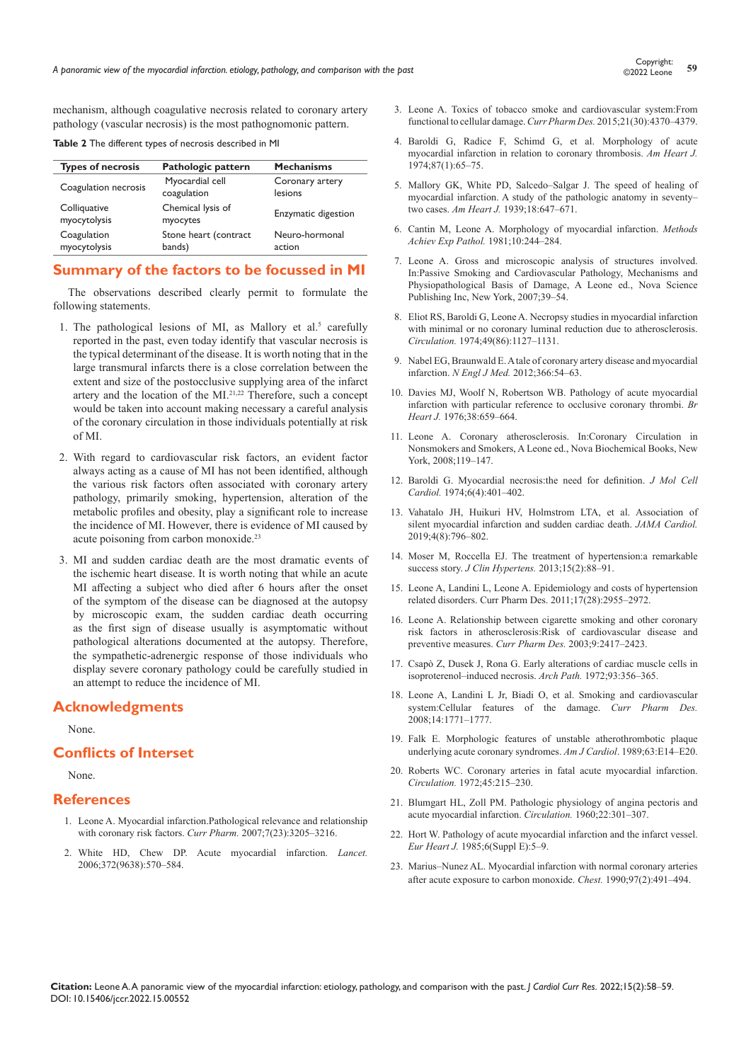mechanism, although coagulative necrosis related to coronary artery pathology (vascular necrosis) is the most pathognomonic pattern.

**Table 2** The different types of necrosis described in MI

| Types of necrosis | Pathologic pattern | Mechanisms |
|---|---|---|
| Coagulation necrosis | Myocardial cell coagulation | Coronary artery lesions |
| Colliquative myocytolysis | Chemical lysis of myocytes | Enzymatic digestion |
| Coagulation myocytolysis | Stone heart (contract bands) | Neuro-hormonal action |

## Summary of the factors to be focussed in MI

The observations described clearly permit to formulate the following statements.

1. The pathological lesions of MI, as Mallory et al.[5] carefully reported in the past, even today identify that vascular necrosis is the typical determinant of the disease. It is worth noting that in the large transmural infarcts there is a close correlation between the extent and size of the postocclusive supplying area of the infarct artery and the location of the MI.[21,22] Therefore, such a concept would be taken into account making necessary a careful analysis of the coronary circulation in those individuals potentially at risk of MI.
2. With regard to cardiovascular risk factors, an evident factor always acting as a cause of MI has not been identified, although the various risk factors often associated with coronary artery pathology, primarily smoking, hypertension, alteration of the metabolic profiles and obesity, play a significant role to increase the incidence of MI. However, there is evidence of MI caused by acute poisoning from carbon monoxide.[23]
3. MI and sudden cardiac death are the most dramatic events of the ischemic heart disease. It is worth noting that while an acute MI affecting a subject who died after 6 hours after the onset of the symptom of the disease can be diagnosed at the autopsy by microscopic exam, the sudden cardiac death occurring as the first sign of disease usually is asymptomatic without pathological alterations documented at the autopsy. Therefore, the sympathetic-adrenergic response of those individuals who display severe coronary pathology could be carefully studied in an attempt to reduce the incidence of MI.

## Acknowledgments

None.

## Conflicts of Interset

None.

## References

1. Leone A. Myocardial infarction.Pathological relevance and relationship with coronary risk factors. *Curr Pharm.* 2007;7(23):3205–3216.
2. White HD, Chew DP. Acute myocardial infarction. *Lancet.* 2006;372(9638):570–584.
3. Leone A. Toxics of tobacco smoke and cardiovascular system:From functional to cellular damage. *Curr Pharm Des.* 2015;21(30):4370–4379.
4. Baroldi G, Radice F, Schimd G, et al. Morphology of acute myocardial infarction in relation to coronary thrombosis. *Am Heart J.* 1974;87(1):65–75.
5. Mallory GK, White PD, Salcedo–Salgar J. The speed of healing of myocardial infarction. A study of the pathologic anatomy in seventy–two cases. *Am Heart J.* 1939;18:647–671.
6. Cantin M, Leone A. Morphology of myocardial infarction. *Methods Achiev Exp Pathol.* 1981;10:244–284.
7. Leone A. Gross and microscopic analysis of structures involved. In:Passive Smoking and Cardiovascular Pathology, Mechanisms and Physiopathological Basis of Damage, A Leone ed., Nova Science Publishing Inc, New York, 2007;39–54.
8. Eliot RS, Baroldi G, Leone A. Necropsy studies in myocardial infarction with minimal or no coronary luminal reduction due to atherosclerosis. *Circulation.* 1974;49(86):1127–1131.
9. Nabel EG, Braunwald E. A tale of coronary artery disease and myocardial infarction. *N Engl J Med.* 2012;366:54–63.
10. Davies MJ, Woolf N, Robertson WB. Pathology of acute myocardial infarction with particular reference to occlusive coronary thrombi. *Br Heart J.* 1976;38:659–664.
11. Leone A. Coronary atherosclerosis. In:Coronary Circulation in Nonsmokers and Smokers, A Leone ed., Nova Biochemical Books, New York, 2008;119–147.
12. Baroldi G. Myocardial necrosis:the need for definition. *J Mol Cell Cardiol.* 1974;6(4):401–402.
13. Vahatalo JH, Huikuri HV, Holmstrom LTA, et al. Association of silent myocardial infarction and sudden cardiac death. *JAMA Cardiol.* 2019;4(8):796–802.
14. Moser M, Roccella EJ. The treatment of hypertension:a remarkable success story. *J Clin Hypertens.* 2013;15(2):88–91.
15. Leone A, Landini L, Leone A. Epidemiology and costs of hypertension related disorders. Curr Pharm Des. 2011;17(28):2955–2972.
16. Leone A. Relationship between cigarette smoking and other coronary risk factors in atherosclerosis:Risk of cardiovascular disease and preventive measures. *Curr Pharm Des.* 2003;9:2417–2423.
17. Csapò Z, Dusek J, Rona G. Early alterations of cardiac muscle cells in isoproterenol–induced necrosis. *Arch Path.* 1972;93:356–365.
18. Leone A, Landini L Jr, Biadi O, et al. Smoking and cardiovascular system:Cellular features of the damage. *Curr Pharm Des.* 2008;14:1771–1777.
19. Falk E. Morphologic features of unstable atherothrombotic plaque underlying acute coronary syndromes. *Am J Cardiol*. 1989;63:E14–E20.
20. Roberts WC. Coronary arteries in fatal acute myocardial infarction. *Circulation.* 1972;45:215–230.
21. Blumgart HL, Zoll PM. Pathologic physiology of angina pectoris and acute myocardial infarction. *Circulation.* 1960;22:301–307.
22. Hort W. Pathology of acute myocardial infarction and the infarct vessel. *Eur Heart J.* 1985;6(Suppl E):5–9.
23. Marius–Nunez AL. Myocardial infarction with normal coronary arteries after acute exposure to carbon monoxide. *Chest.* 1990;97(2):491–494.